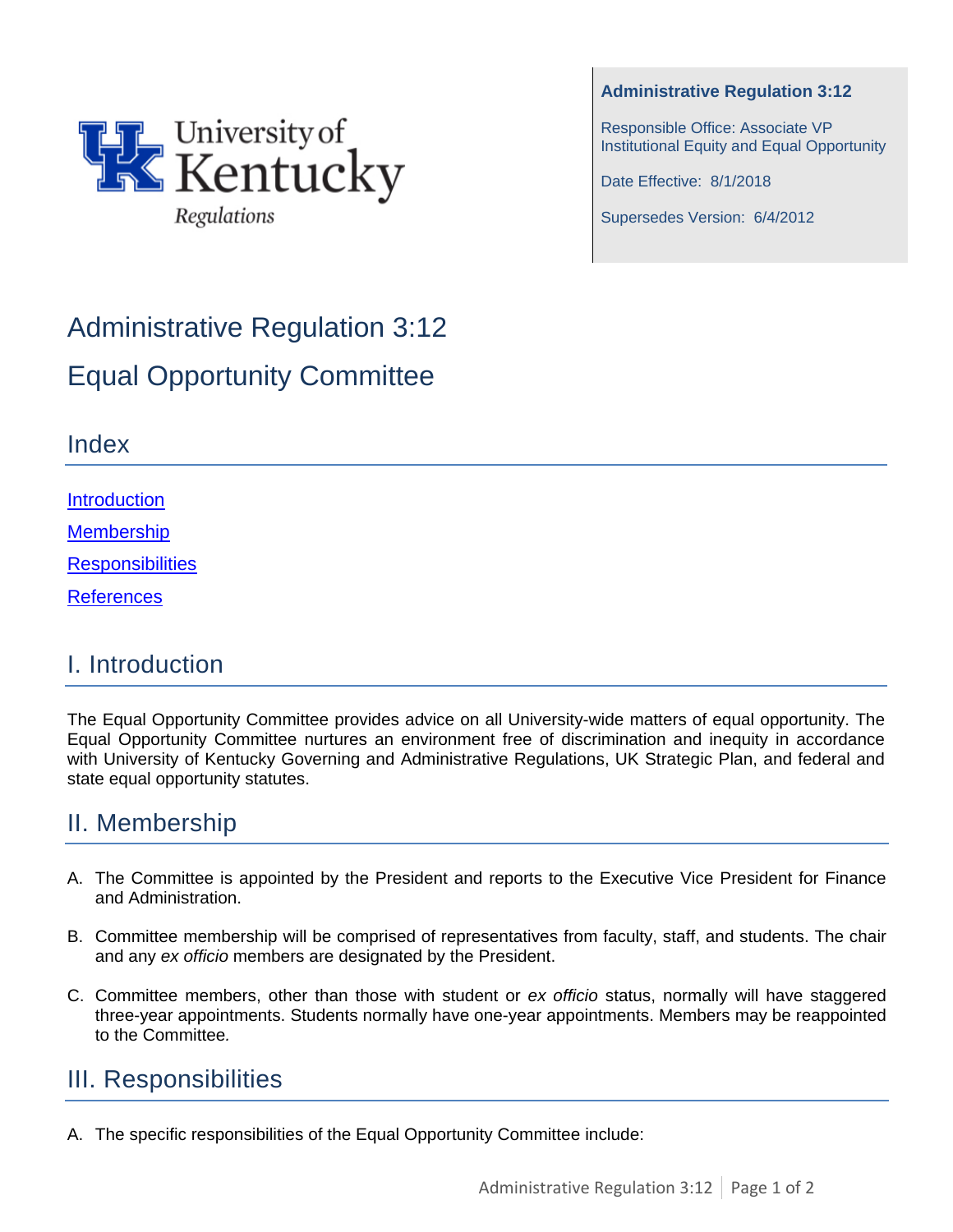University of Kentucky Regulations

**Administrative Regulation 3:12**

Responsible Office: Associate VP Institutional Equity and Equal Opportunity

Date Effective: 8/1/2018

Supersedes Version: 6/4/2012

# Administrative Regulation 3:12

# Equal Opportunity Committee

## Index

[Introduction](#i-introduction)

[Membership](#ii-membership)

[Responsibilities](#iii-responsibilities)

[References](#references)

## I. Introduction

The Equal Opportunity Committee provides advice on all University-wide matters of equal opportunity. The Equal Opportunity Committee nurtures an environment free of discrimination and inequity in accordance with University of Kentucky Governing and Administrative Regulations, UK Strategic Plan, and federal and state equal opportunity statutes.

## II. Membership

A. The Committee is appointed by the President and reports to the Executive Vice President for Finance and Administration.

B. Committee membership will be comprised of representatives from faculty, staff, and students. The chair and any *ex officio* members are designated by the President.

C. Committee members, other than those with student or *ex officio* status, normally will have staggered three-year appointments. Students normally have one-year appointments. Members may be reappointed to the Committee.

## III. Responsibilities

A. The specific responsibilities of the Equal Opportunity Committee include: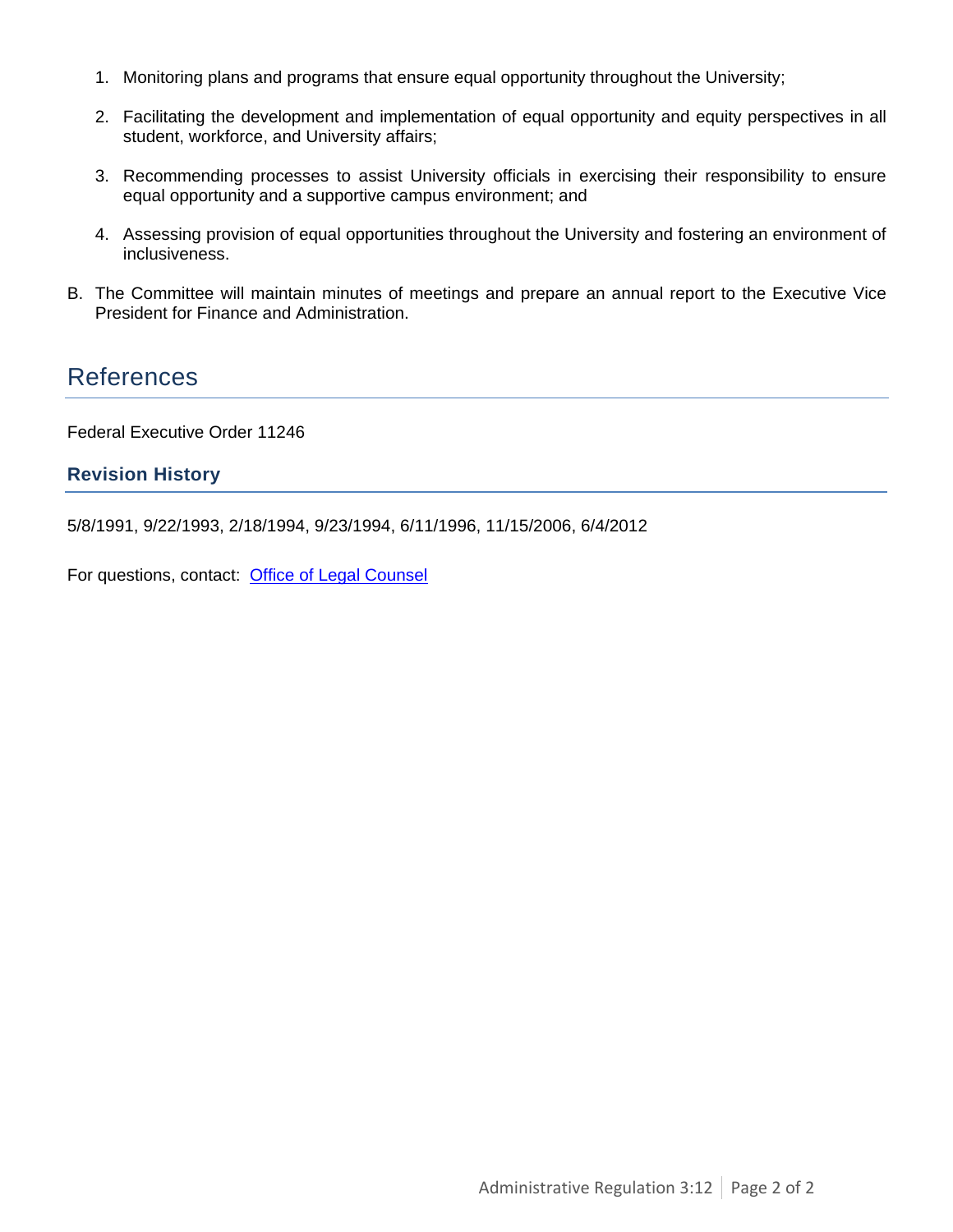1. Monitoring plans and programs that ensure equal opportunity throughout the University;

2. Facilitating the development and implementation of equal opportunity and equity perspectives in all student, workforce, and University affairs;

3. Recommending processes to assist University officials in exercising their responsibility to ensure equal opportunity and a supportive campus environment; and

4. Assessing provision of equal opportunities throughout the University and fostering an environment of inclusiveness.

B. The Committee will maintain minutes of meetings and prepare an annual report to the Executive Vice President for Finance and Administration.

## References

Federal Executive Order 11246

### Revision History

5/8/1991, 9/22/1993, 2/18/1994, 9/23/1994, 6/11/1996, 11/15/2006, 6/4/2012

For questions, contact: Office of Legal Counsel